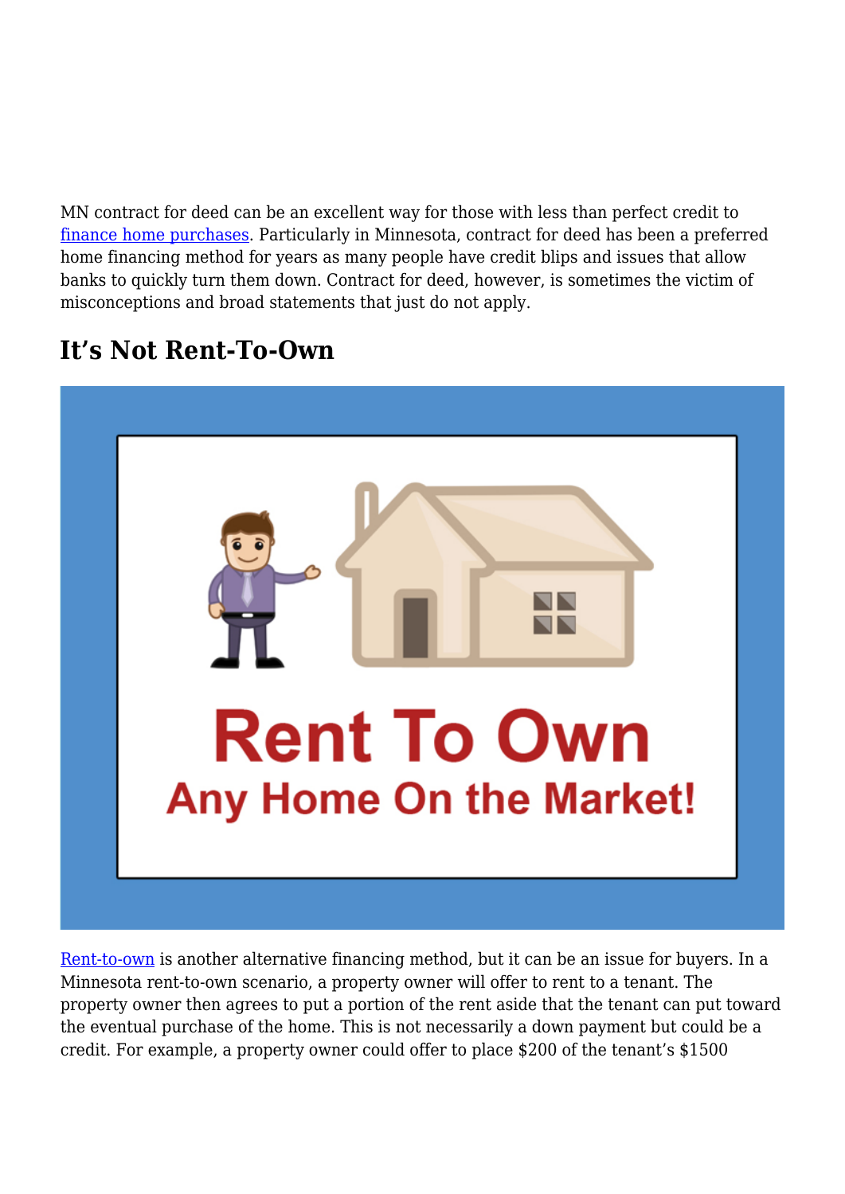MN contract for deed can be an excellent way for those with less than perfect credit to finance home purchases. Particularly in Minnesota, contract for deed has been a preferred home financing method for years as many people have credit blips and issues that allow banks to quickly turn them down. Contract for deed, however, is sometimes the victim of misconceptions and broad statements that just do not apply.

## It's Not Rent-To-Own

Rent-to-own is another alternative financing method, but it can be an issue for buyers. In a Minnesota rent-to-own scenario, a property owner will offer to rent to a tenant. The property owner then agrees to put a portion of the rent aside that the tenant can put toward the eventual purchase of the home. This is not necessarily a down payment but could be a credit. For example, a property owner could offer to place $200 of the tenant's $1500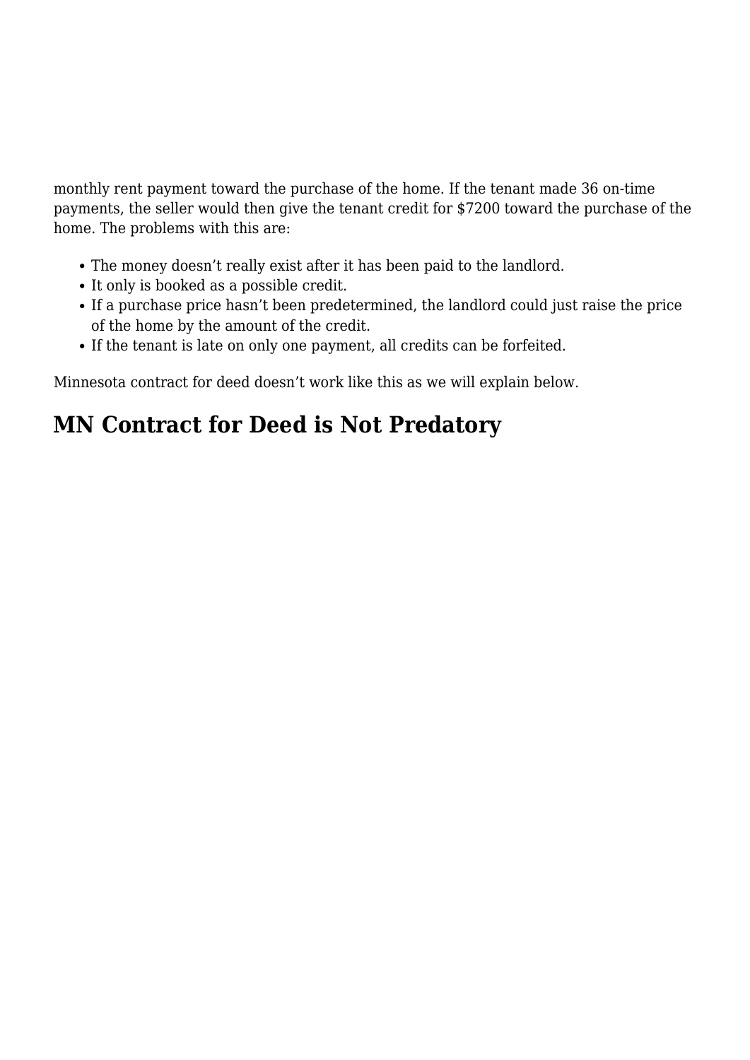monthly rent payment toward the purchase of the home. If the tenant made 36 on-time payments, the seller would then give the tenant credit for $7200 toward the purchase of the home. The problems with this are:

- The money doesn't really exist after it has been paid to the landlord.
- It only is booked as a possible credit.
- If a purchase price hasn't been predetermined, the landlord could just raise the price of the home by the amount of the credit.
- If the tenant is late on only one payment, all credits can be forfeited.

Minnesota contract for deed doesn't work like this as we will explain below.

## MN Contract for Deed is Not Predatory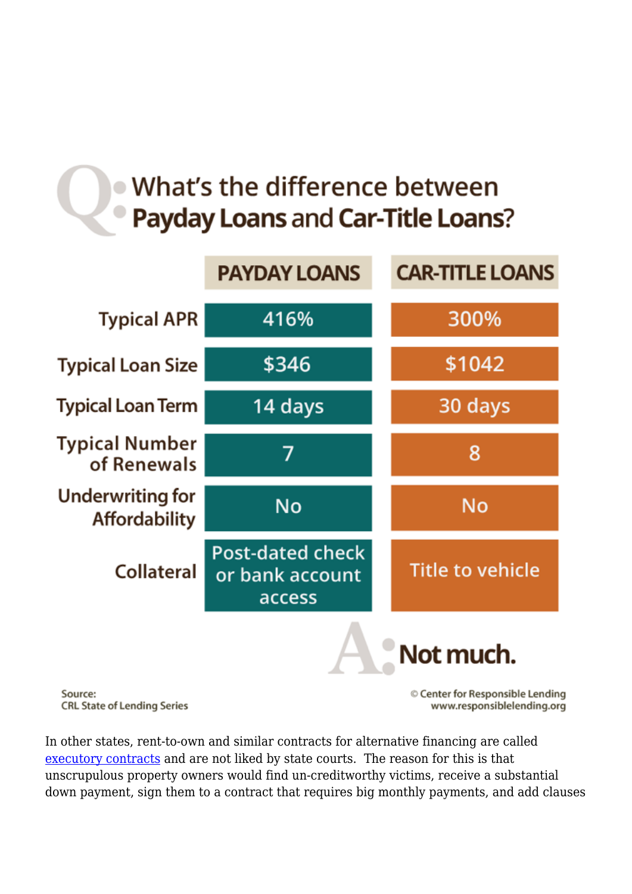# Q: What's the difference between **Payday Loans** and **Car-Title Loans**?

| | PAYDAY LOANS | CAR-TITLE LOANS |
|---|---|---|
| Typical APR | 416% | 300% |
| Typical Loan Size | $346 | $1042 |
| Typical Loan Term | 14 days | 30 days |
| Typical Number of Renewals | 7 | 8 |
| Underwriting for Affordability | No | No |
| Collateral | Post-dated check or bank account access | Title to vehicle |

**A: Not much.**

Source:
CRL State of Lending Series

© Center for Responsible Lending
www.responsiblelending.org

In other states, rent-to-own and similar contracts for alternative financing are called executory contracts and are not liked by state courts. The reason for this is that unscrupulous property owners would find un-creditworthy victims, receive a substantial down payment, sign them to a contract that requires big monthly payments, and add clauses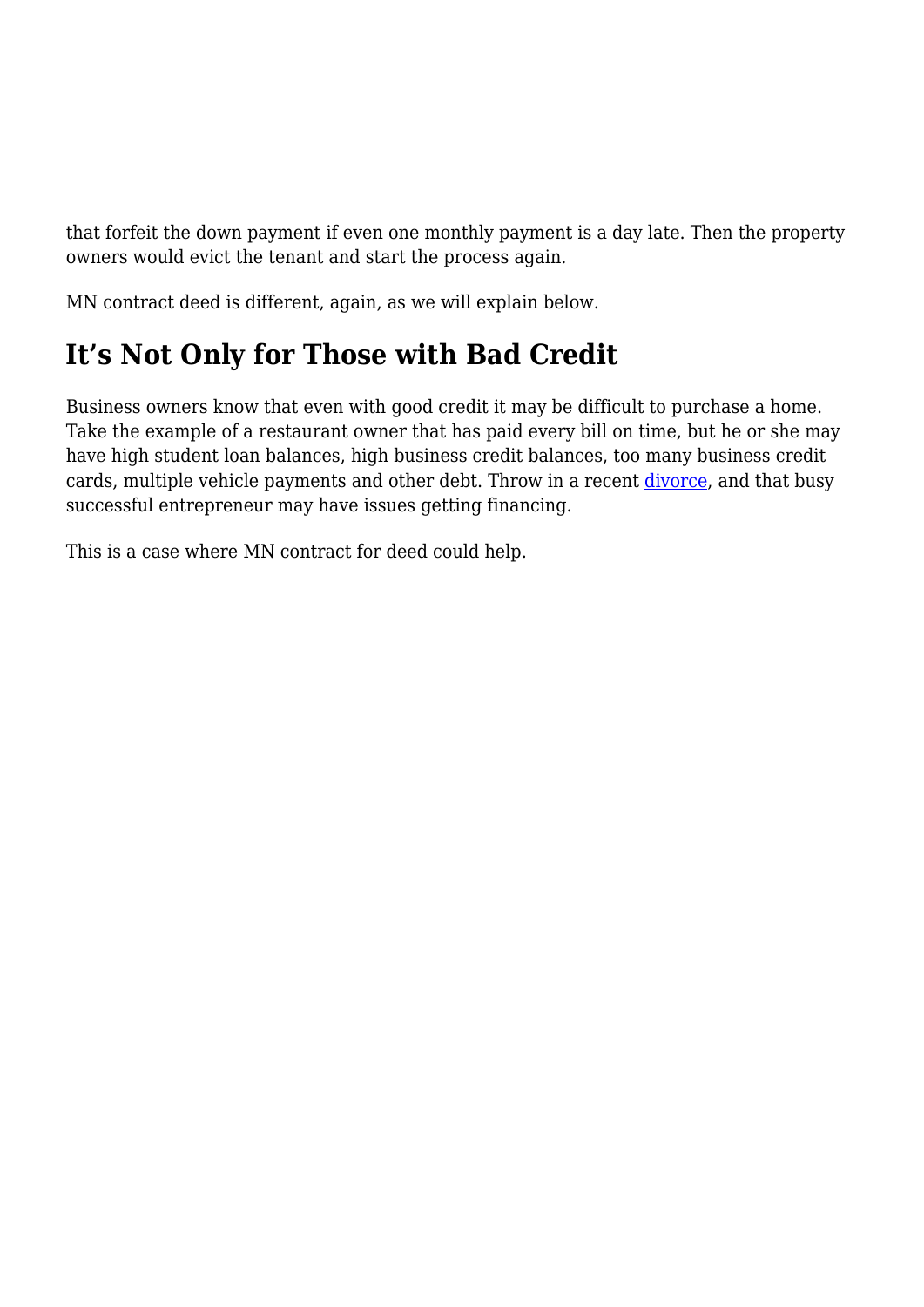that forfeit the down payment if even one monthly payment is a day late. Then the property owners would evict the tenant and start the process again.

MN contract deed is different, again, as we will explain below.

## It's Not Only for Those with Bad Credit

Business owners know that even with good credit it may be difficult to purchase a home. Take the example of a restaurant owner that has paid every bill on time, but he or she may have high student loan balances, high business credit balances, too many business credit cards, multiple vehicle payments and other debt. Throw in a recent divorce, and that busy successful entrepreneur may have issues getting financing.

This is a case where MN contract for deed could help.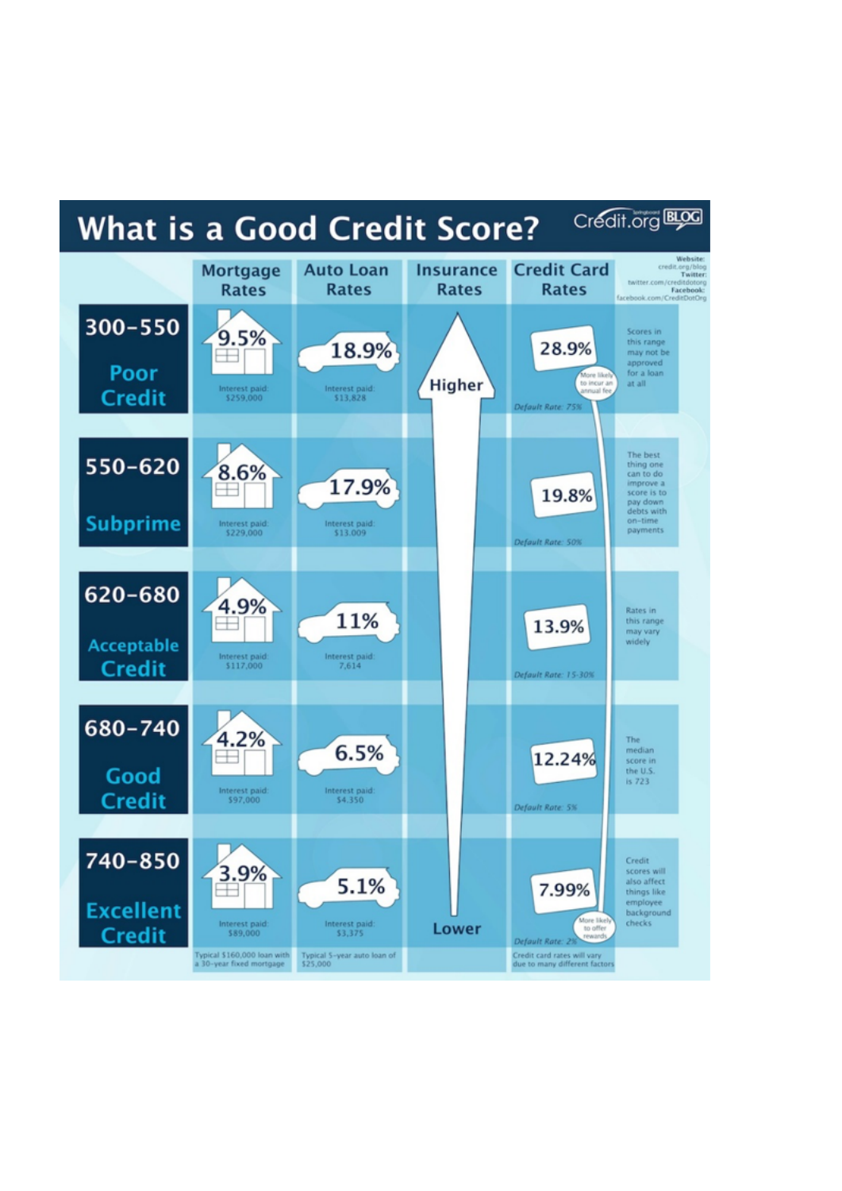# What is a Good Credit Score?

Credit.org BLOG

Website: credit.org/blog
Twitter: twitter.com/creditdotorg
Facebook: facebook.com/CreditDotOrg

| Score | Mortgage Rates | Auto Loan Rates | Insurance Rates | Credit Card Rates | Notes |
|---|---|---|---|---|---|
| 300–550 Poor Credit | 9.5% Interest paid: $259,000 | 18.9% Interest paid: $13,828 | Higher | 28.9% (More likely to incur an annual fee) Default Rate: 75% | Scores in this range may not be approved for a loan at all |
| 550–620 Subprime | 8.6% Interest paid: $229,000 | 17.9% Interest paid: $13,009 | | 19.8% Default Rate: 50% | The best thing one can to do improve a score is to pay down debts with on-time payments |
| 620–680 Acceptable Credit | 4.9% Interest paid: $117,000 | 11% Interest paid: 7,614 | | 13.9% Default Rate: 15-30% | Rates in this range may vary widely |
| 680–740 Good Credit | 4.2% Interest paid: $97,000 | 6.5% Interest paid: $4,350 | | 12.24% Default Rate: 5% | The median score in the U.S. is 723 |
| 740–850 Excellent Credit | 3.9% Interest paid: $89,000 | 5.1% Interest paid: $3,375 | Lower | 7.99% (More likely to offer rewards) Default Rate: 2% | Credit scores will also affect things like employee background checks |
| | Typical $160,000 loan with a 30-year fixed mortgage | Typical 5-year auto loan of $25,000 | | Credit card rates will vary due to many different factors | |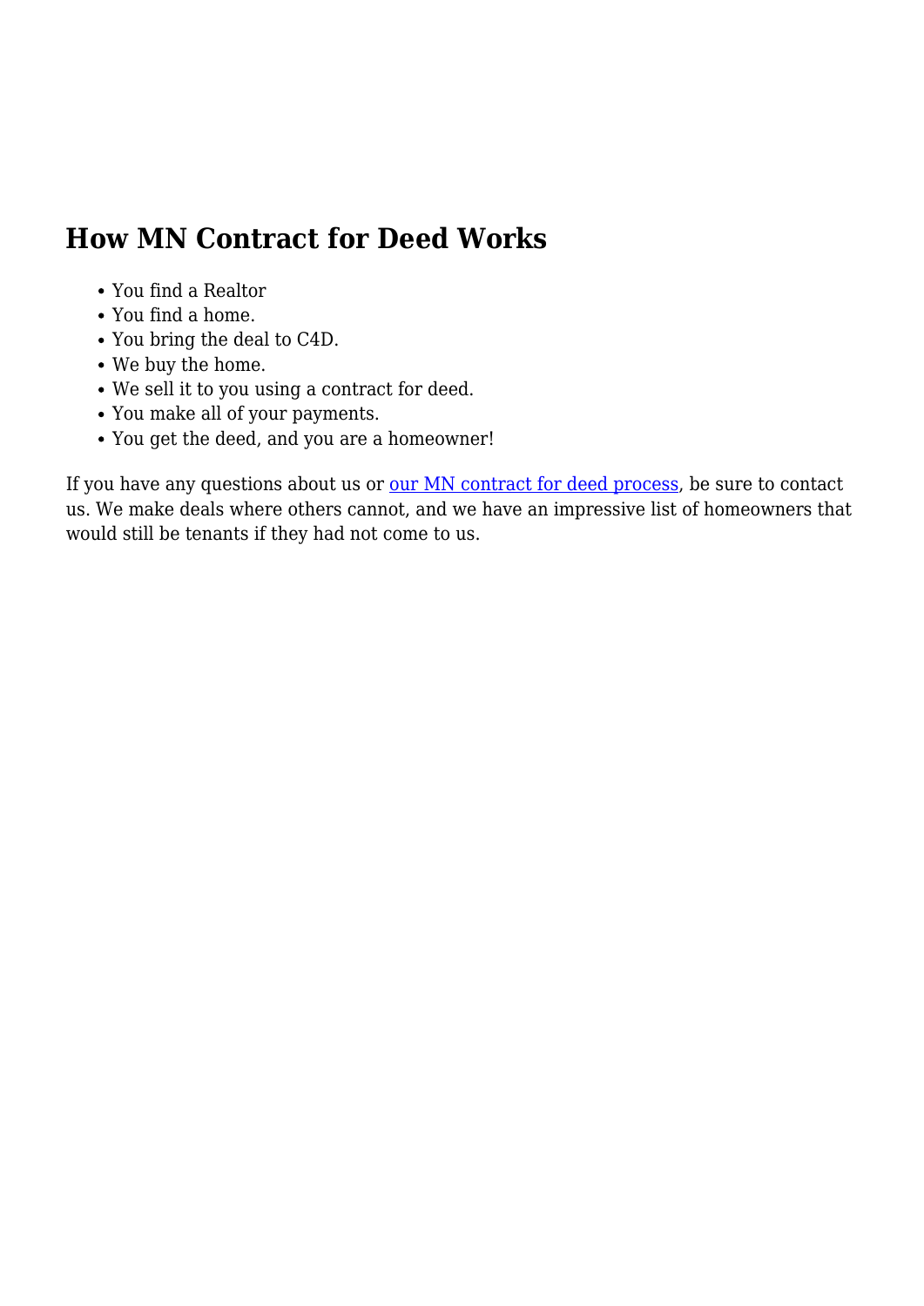## How MN Contract for Deed Works

- You find a Realtor
- You find a home.
- You bring the deal to C4D.
- We buy the home.
- We sell it to you using a contract for deed.
- You make all of your payments.
- You get the deed, and you are a homeowner!

If you have any questions about us or our MN contract for deed process, be sure to contact us. We make deals where others cannot, and we have an impressive list of homeowners that would still be tenants if they had not come to us.